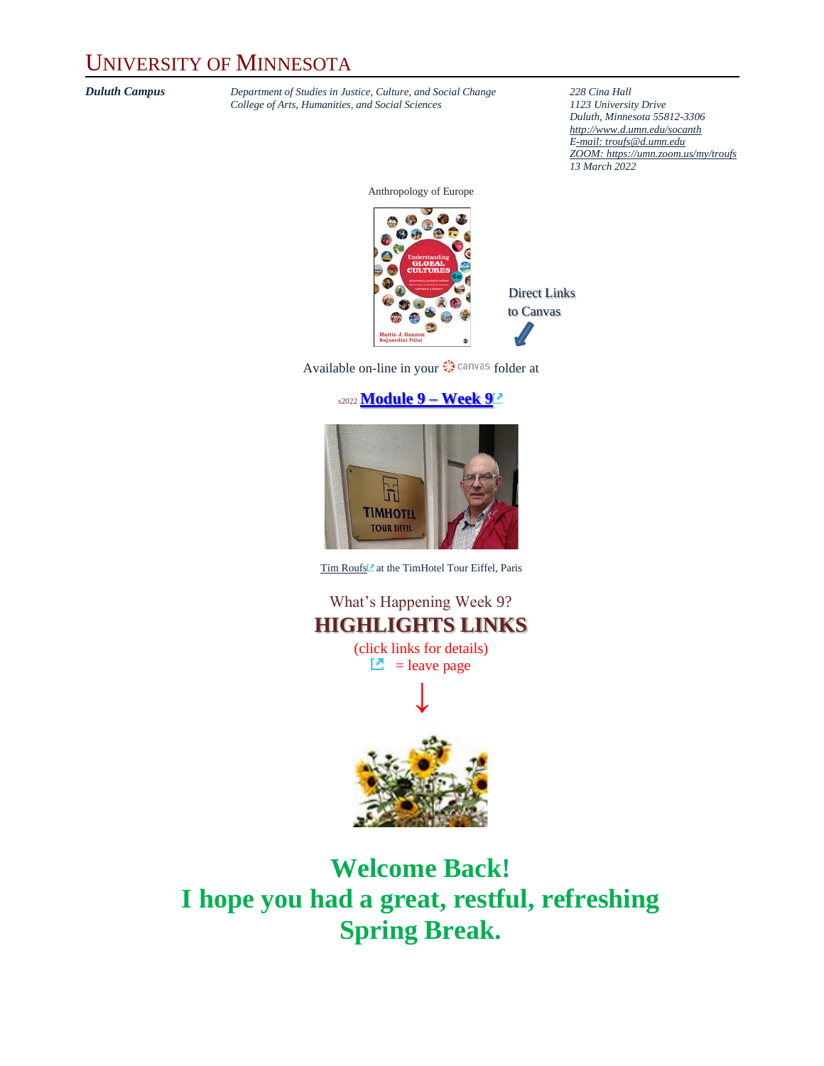# UNIVERSITY OF MINNESOTA

***Duluth Campus***

*Department of Studies in Justice, Culture, and Social Change*
*College of Arts, Humanities, and Social Sciences*

*228 Cina Hall*
*1123 University Drive*
*Duluth, Minnesota 55812-3306*
*http://www.d.umn.edu/socanth*
*E-mail: troufs@d.umn.edu*
*ZOOM: https://umn.zoom.us/my/troufs*
*13 March 2022*

Anthropology of Europe

Direct Links to Canvas

Available on-line in your canvas folder at

s2022 **Module 9 – Week 9**

Tim Roufs at the TimHotel Tour Eiffel, Paris

What's Happening Week 9?

**HIGHLIGHTS LINKS**

(click links for details)

= leave page

↓

## Welcome Back!
## I hope you had a great, restful, refreshing Spring Break.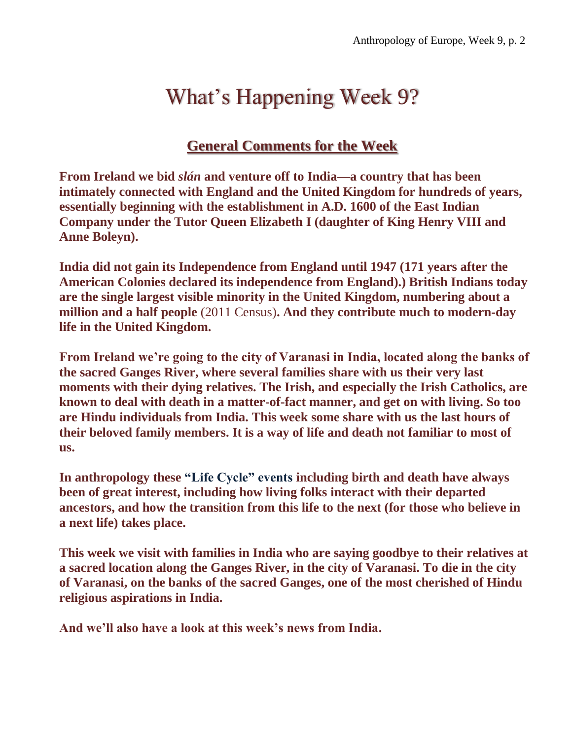# What's Happening Week 9?

## General Comments for the Week

**From Ireland we bid *slán* and venture off to India—a country that has been intimately connected with England and the United Kingdom for hundreds of years, essentially beginning with the establishment in A.D. 1600 of the East Indian Company under the Tutor Queen Elizabeth I (daughter of King Henry VIII and Anne Boleyn).**

**India did not gain its Independence from England until 1947 (171 years after the American Colonies declared its independence from England).) British Indians today are the single largest visible minority in the United Kingdom, numbering about a million and a half people** (2011 Census)**. And they contribute much to modern-day life in the United Kingdom.**

**From Ireland we're going to the city of Varanasi in India, located along the banks of the sacred Ganges River, where several families share with us their very last moments with their dying relatives. The Irish, and especially the Irish Catholics, are known to deal with death in a matter-of-fact manner, and get on with living. So too are Hindu individuals from India. This week some share with us the last hours of their beloved family members. It is a way of life and death not familiar to most of us.**

**In anthropology these "Life Cycle" events including birth and death have always been of great interest, including how living folks interact with their departed ancestors, and how the transition from this life to the next (for those who believe in a next life) takes place.**

**This week we visit with families in India who are saying goodbye to their relatives at a sacred location along the Ganges River, in the city of Varanasi. To die in the city of Varanasi, on the banks of the sacred Ganges, one of the most cherished of Hindu religious aspirations in India.**

**And we'll also have a look at this week's news from India.**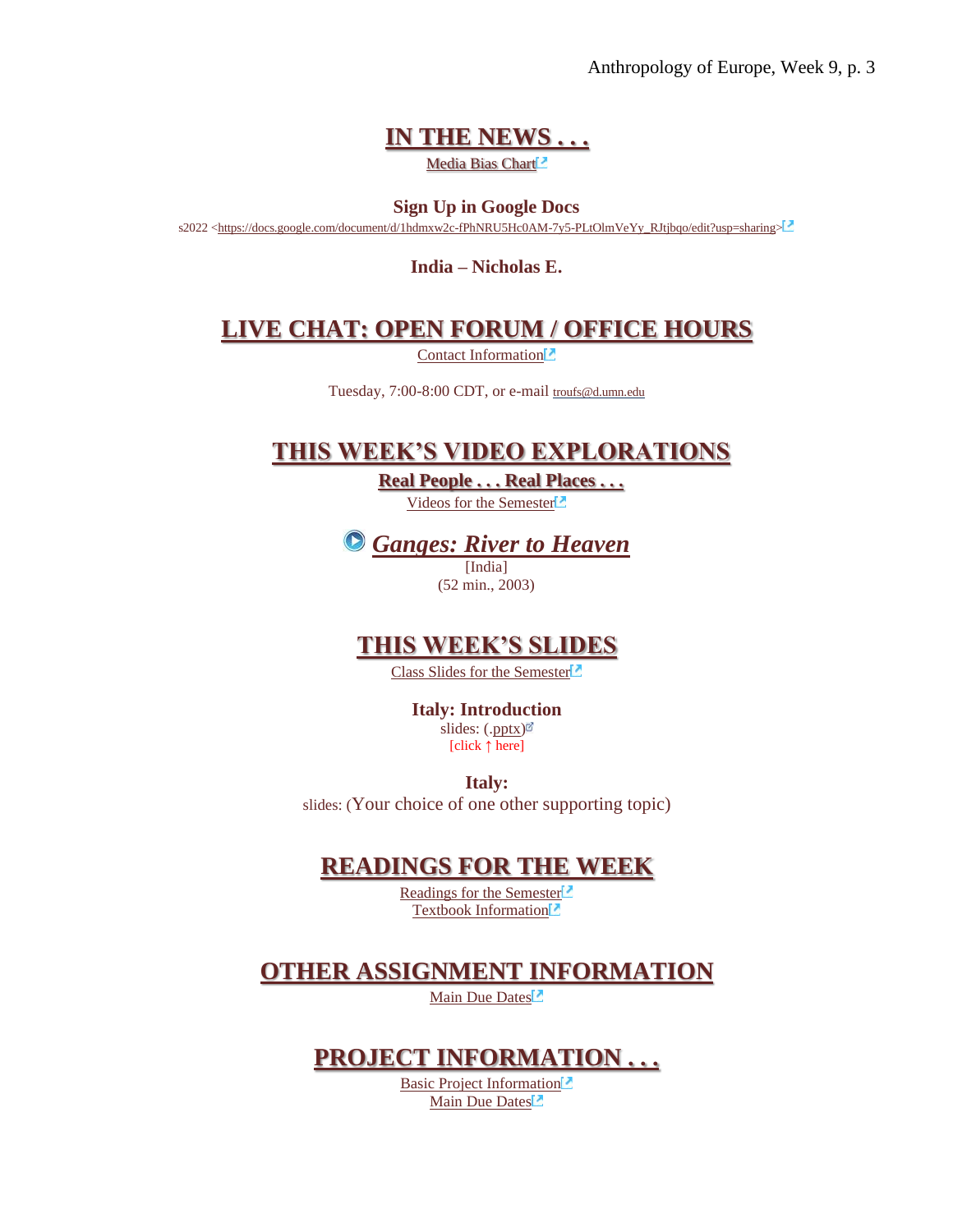## IN THE NEWS . . .

Media Bias Chart

**Sign Up in Google Docs**

s2022 <https://docs.google.com/document/d/1hdmxw2c-fPhNRU5Hc0AM-7y5-PLtOlmVeYy_RJtjbqo/edit?usp=sharing>

**India – Nicholas E.**

## LIVE CHAT: OPEN FORUM / OFFICE HOURS

Contact Information

Tuesday, 7:00-8:00 CDT, or e-mail troufs@d.umn.edu

## THIS WEEK'S VIDEO EXPLORATIONS

**Real People . . . Real Places . . .**

Videos for the Semester

### *Ganges: River to Heaven*

[India]
(52 min., 2003)

## THIS WEEK'S SLIDES

Class Slides for the Semester

**Italy: Introduction**
slides: (.pptx)
[click ↑ here]

**Italy:**
slides: (Your choice of one other supporting topic)

## READINGS FOR THE WEEK

Readings for the Semester
Textbook Information

## OTHER ASSIGNMENT INFORMATION

Main Due Dates

## PROJECT INFORMATION . . .

Basic Project Information
Main Due Dates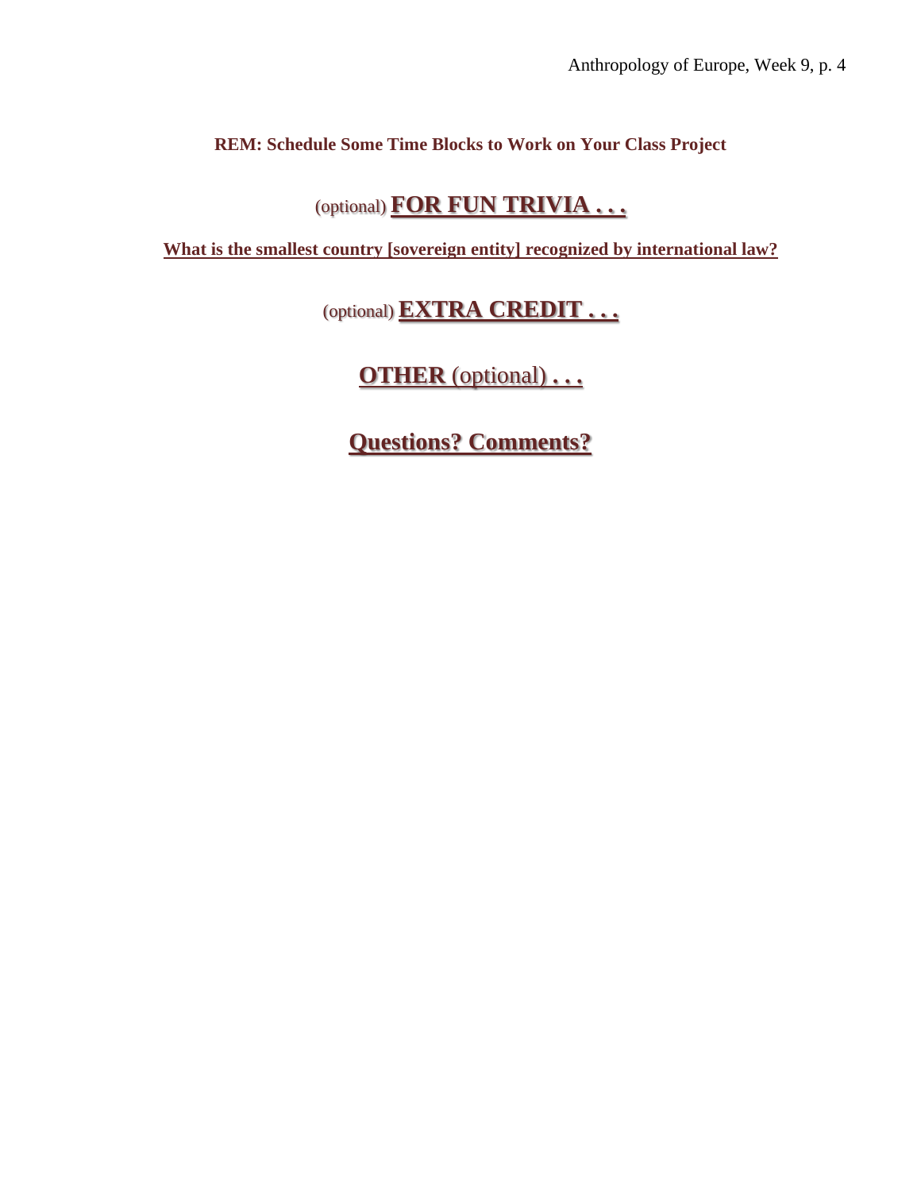**REM: Schedule Some Time Blocks to Work on Your Class Project**

## (optional) **FOR FUN TRIVIA . . .**

**What is the smallest country [sovereign entity] recognized by international law?**

## (optional) **EXTRA CREDIT . . .**

## **OTHER** (optional) **. . .**

## **Questions? Comments?**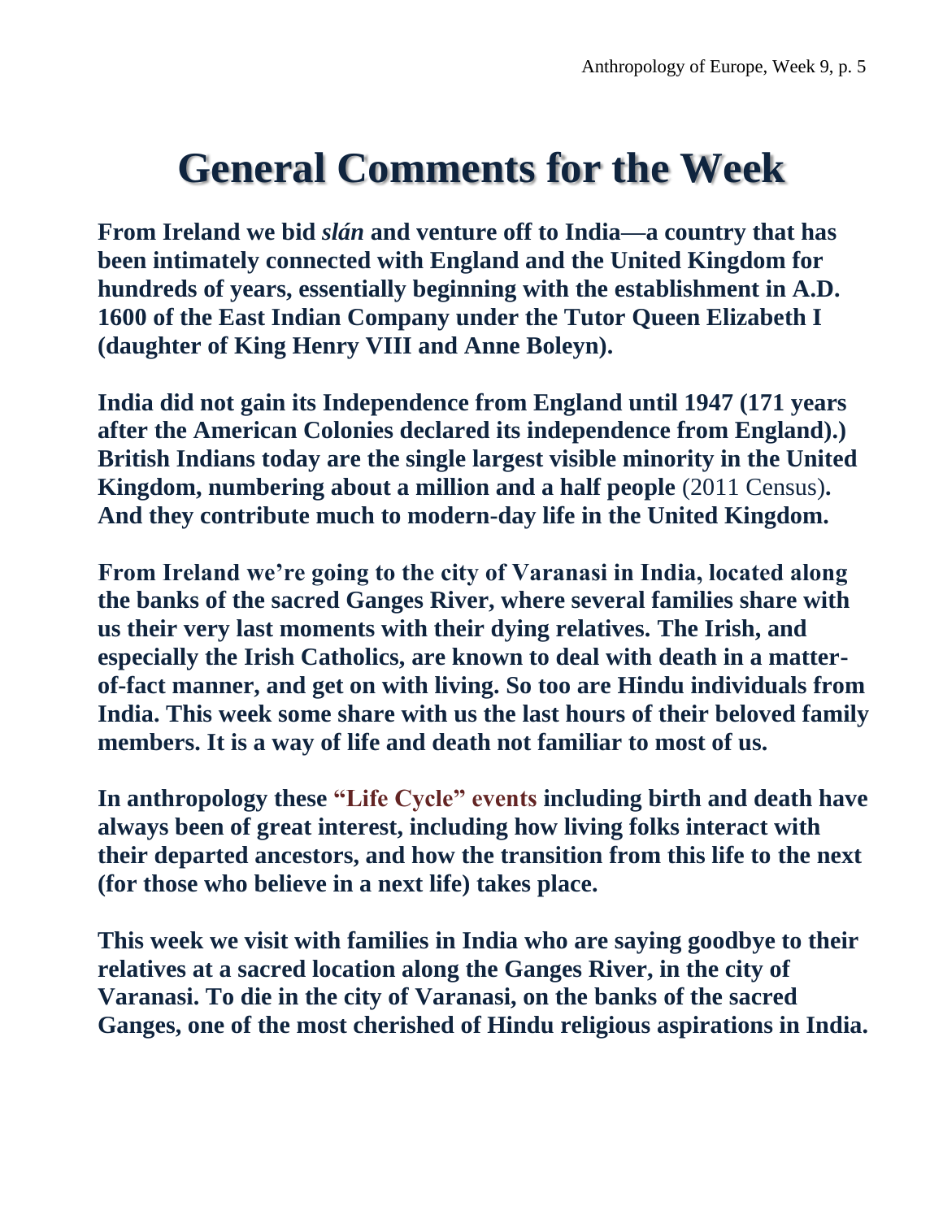# General Comments for the Week

**From Ireland we bid *slán* and venture off to India—a country that has been intimately connected with England and the United Kingdom for hundreds of years, essentially beginning with the establishment in A.D. 1600 of the East Indian Company under the Tutor Queen Elizabeth I (daughter of King Henry VIII and Anne Boleyn).**

**India did not gain its Independence from England until 1947 (171 years after the American Colonies declared its independence from England).) British Indians today are the single largest visible minority in the United Kingdom, numbering about a million and a half people** (2011 Census)**. And they contribute much to modern-day life in the United Kingdom.**

**From Ireland we're going to the city of Varanasi in India, located along the banks of the sacred Ganges River, where several families share with us their very last moments with their dying relatives. The Irish, and especially the Irish Catholics, are known to deal with death in a matter-of-fact manner, and get on with living. So too are Hindu individuals from India. This week some share with us the last hours of their beloved family members. It is a way of life and death not familiar to most of us.**

**In anthropology these "Life Cycle" events including birth and death have always been of great interest, including how living folks interact with their departed ancestors, and how the transition from this life to the next (for those who believe in a next life) takes place.**

**This week we visit with families in India who are saying goodbye to their relatives at a sacred location along the Ganges River, in the city of Varanasi. To die in the city of Varanasi, on the banks of the sacred Ganges, one of the most cherished of Hindu religious aspirations in India.**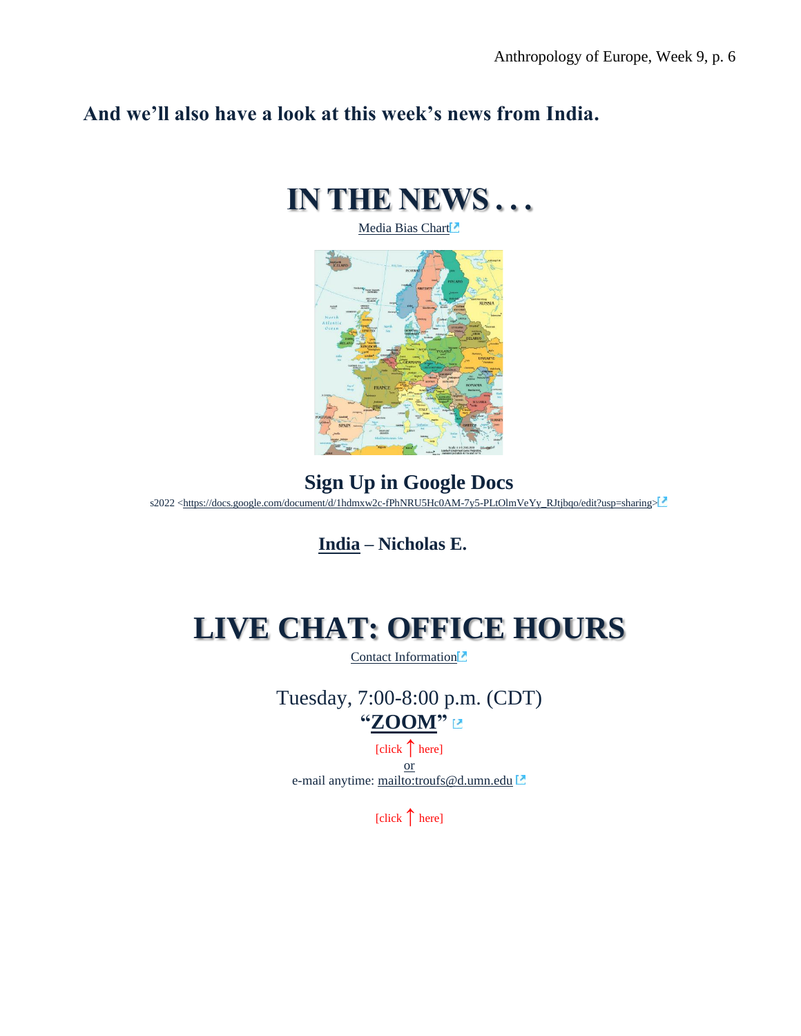**And we'll also have a look at this week's news from India.**

# IN THE NEWS . . .

Media Bias Chart

## Sign Up in Google Docs

s2022 <https://docs.google.com/document/d/1hdmxw2c-fPhNRU5Hc0AM-7y5-PLtOlmVeYy_RJtjbqo/edit?usp=sharing>

### India – Nicholas E.

# LIVE CHAT: OFFICE HOURS

Contact Information

Tuesday, 7:00-8:00 p.m. (CDT)

**"ZOOM"**

[click ↑ here]

or

e-mail anytime: mailto:troufs@d.umn.edu

[click ↑ here]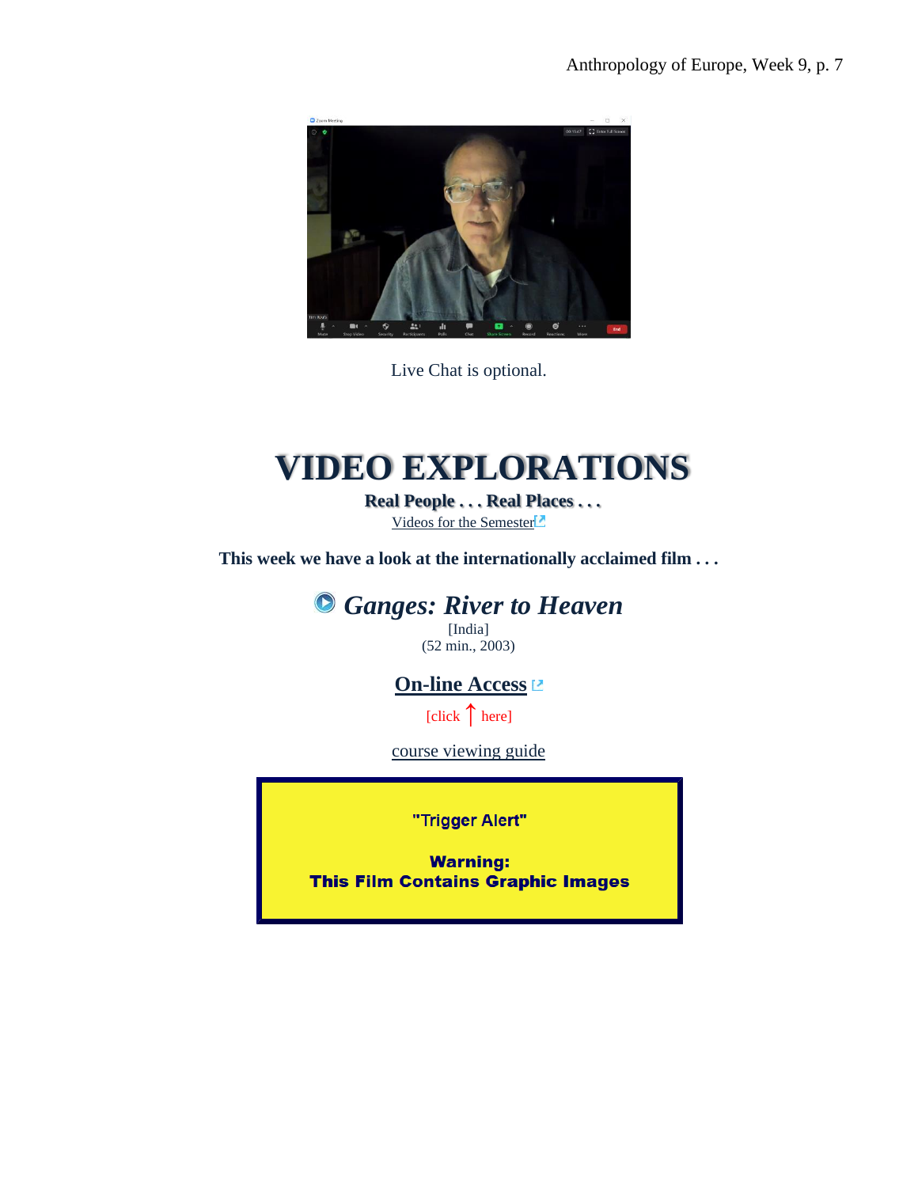Live Chat is optional.

# VIDEO EXPLORATIONS

**Real People . . . Real Places . . .**

Videos for the Semester

**This week we have a look at the internationally acclaimed film . . .**

## *Ganges: River to Heaven*

[India]

(52 min., 2003)

**On-line Access**

[click ↑ here]

course viewing guide

**"Trigger Alert"**

**Warning:**
**This Film Contains Graphic Images**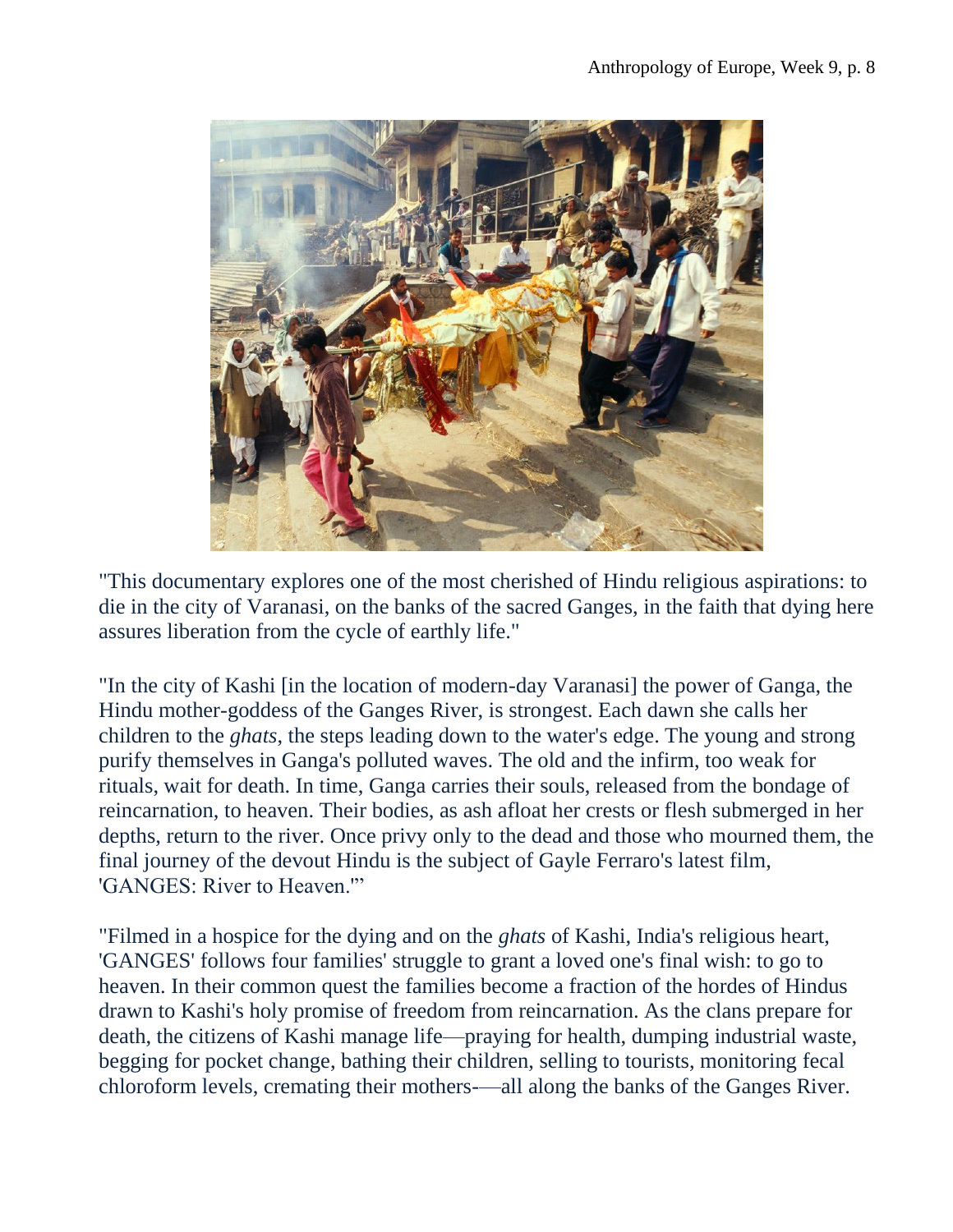"This documentary explores one of the most cherished of Hindu religious aspirations: to die in the city of Varanasi, on the banks of the sacred Ganges, in the faith that dying here assures liberation from the cycle of earthly life."

"In the city of Kashi [in the location of modern-day Varanasi] the power of Ganga, the Hindu mother-goddess of the Ganges River, is strongest. Each dawn she calls her children to the *ghats*, the steps leading down to the water's edge. The young and strong purify themselves in Ganga's polluted waves. The old and the infirm, too weak for rituals, wait for death. In time, Ganga carries their souls, released from the bondage of reincarnation, to heaven. Their bodies, as ash afloat her crests or flesh submerged in her depths, return to the river. Once privy only to the dead and those who mourned them, the final journey of the devout Hindu is the subject of Gayle Ferraro's latest film, 'GANGES: River to Heaven.'"

"Filmed in a hospice for the dying and on the *ghats* of Kashi, India's religious heart, 'GANGES' follows four families' struggle to grant a loved one's final wish: to go to heaven. In their common quest the families become a fraction of the hordes of Hindus drawn to Kashi's holy promise of freedom from reincarnation. As the clans prepare for death, the citizens of Kashi manage life—praying for health, dumping industrial waste, begging for pocket change, bathing their children, selling to tourists, monitoring fecal chloroform levels, cremating their mothers-—all along the banks of the Ganges River.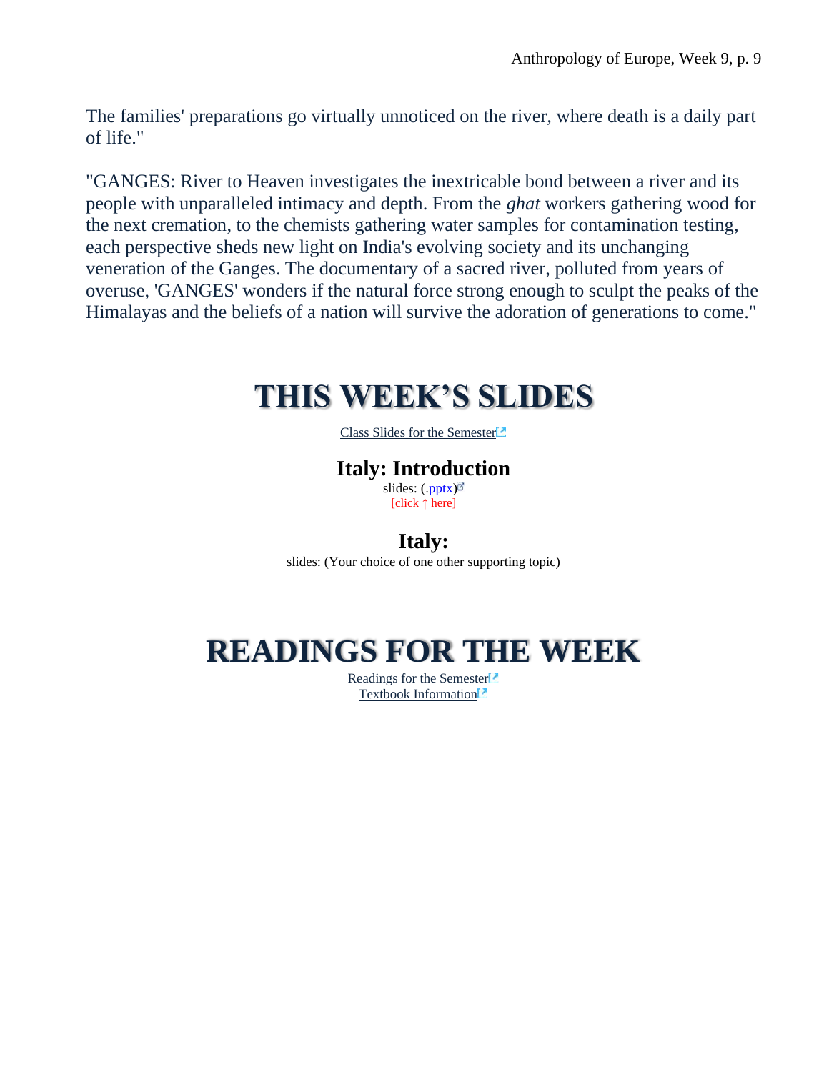The families' preparations go virtually unnoticed on the river, where death is a daily part of life."

"GANGES: River to Heaven investigates the inextricable bond between a river and its people with unparalleled intimacy and depth. From the *ghat* workers gathering wood for the next cremation, to the chemists gathering water samples for contamination testing, each perspective sheds new light on India's evolving society and its unchanging veneration of the Ganges. The documentary of a sacred river, polluted from years of overuse, 'GANGES' wonders if the natural force strong enough to sculpt the peaks of the Himalayas and the beliefs of a nation will survive the adoration of generations to come."

# THIS WEEK'S SLIDES

Class Slides for the Semester

## Italy: Introduction

slides: (.pptx)
[click ↑ here]

## Italy:

slides: (Your choice of one other supporting topic)

# READINGS FOR THE WEEK

Readings for the Semester
Textbook Information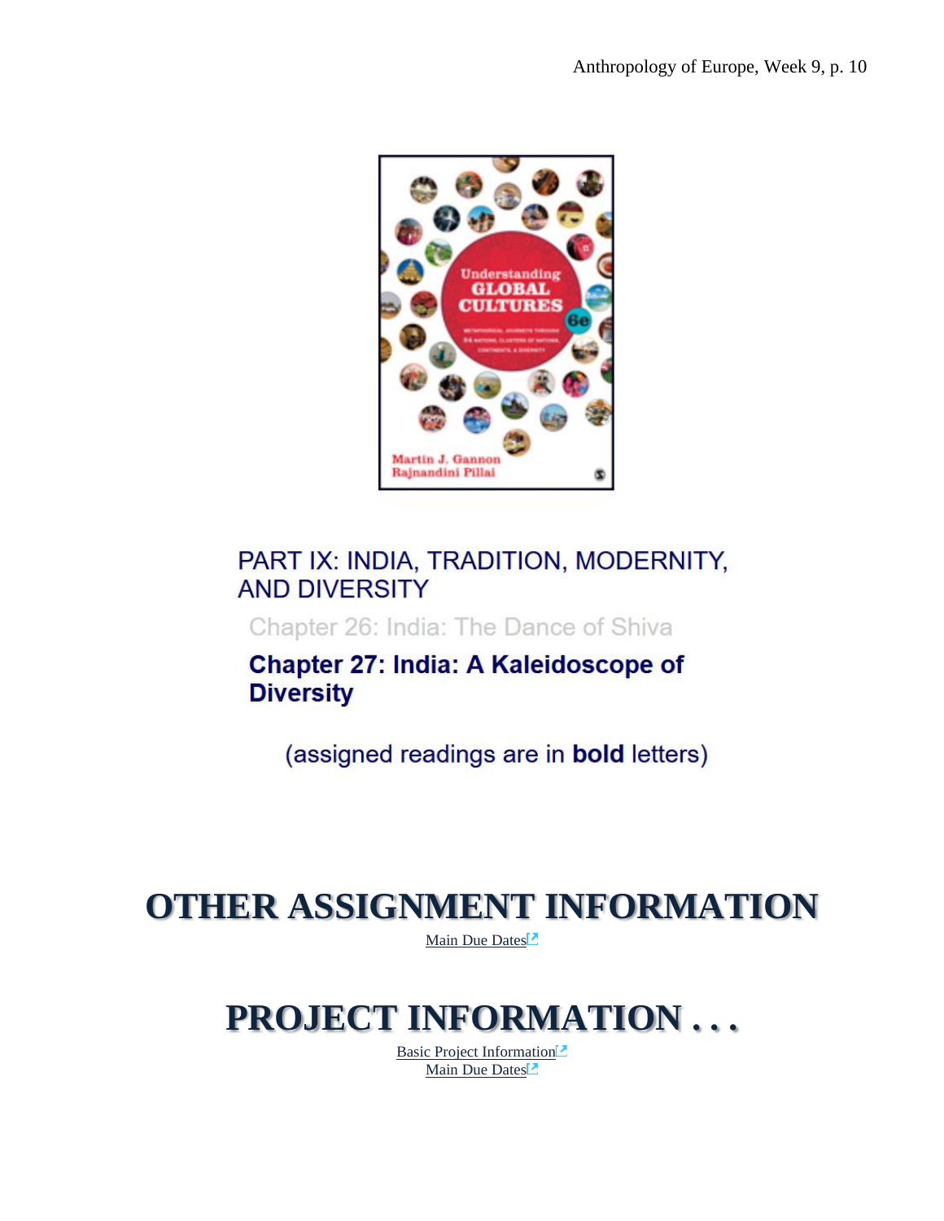PART IX: INDIA, TRADITION, MODERNITY, AND DIVERSITY

Chapter 26: India: The Dance of Shiva

**Chapter 27: India: A Kaleidoscope of Diversity**

(assigned readings are in **bold** letters)

# OTHER ASSIGNMENT INFORMATION

Main Due Dates

# PROJECT INFORMATION . . .

Basic Project Information
Main Due Dates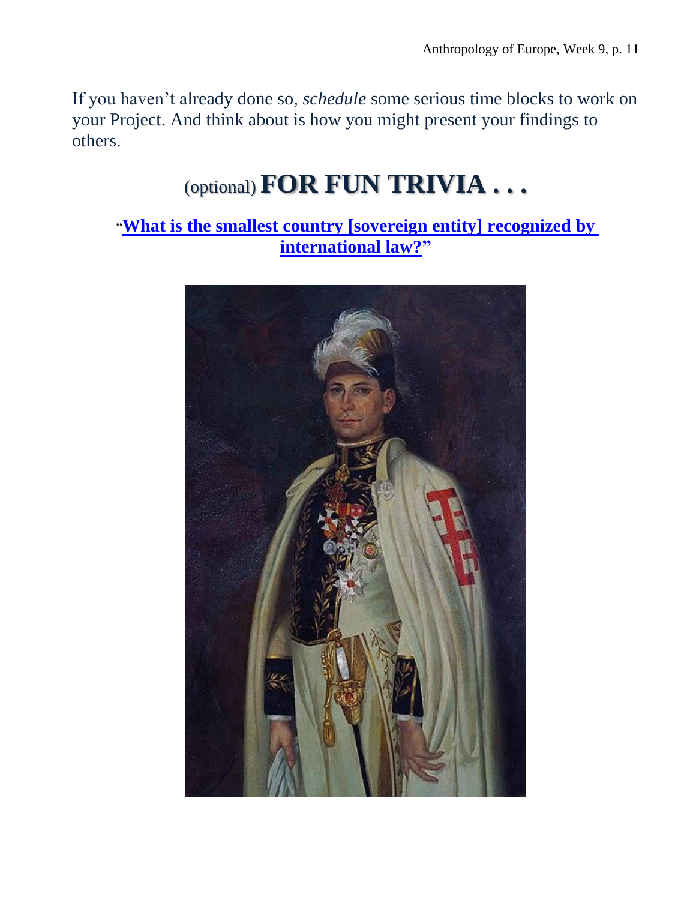If you haven't already done so, *schedule* some serious time blocks to work on your Project. And think about is how you might present your findings to others.

## (optional) FOR FUN TRIVIA . . .

"**What is the smallest country [sovereign entity] recognized by international law?**"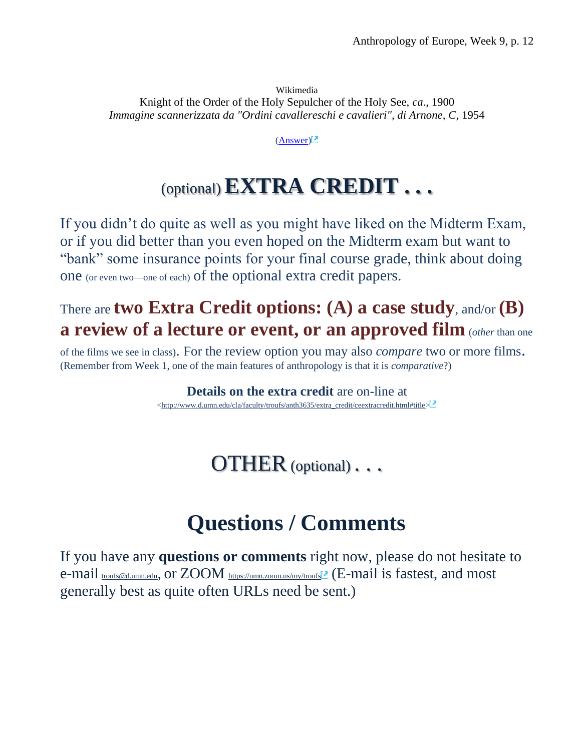Wikimedia
Knight of the Order of the Holy Sepulcher of the Holy See, *ca.*, 1900
*Immagine scannerizzata da "Ordini cavallereschi e cavalieri", di Arnone, C,* 1954

(Answer)

# (optional) EXTRA CREDIT . . .

If you didn't do quite as well as you might have liked on the Midterm Exam, or if you did better than you even hoped on the Midterm exam but want to "bank" some insurance points for your final course grade, think about doing one (or even two—one of each) of the optional extra credit papers.

There are **two Extra Credit options: (A) a case study**, and/or **(B) a review of a lecture or event, or an approved film** (*other* than one of the films we see in class). For the review option you may also *compare* two or more films. (Remember from Week 1, one of the main features of anthropology is that it is *comparative*?)

**Details on the extra credit** are on-line at
<http://www.d.umn.edu/cla/faculty/troufs/anth3635/extra_credit/ceextracredit.html#title>

# OTHER (optional) . . .

## Questions / Comments

If you have any **questions or comments** right now, please do not hesitate to e-mail troufs@d.umn.edu, or ZOOM https://umn.zoom.us/my/troufs (E-mail is fastest, and most generally best as quite often URLs need be sent.)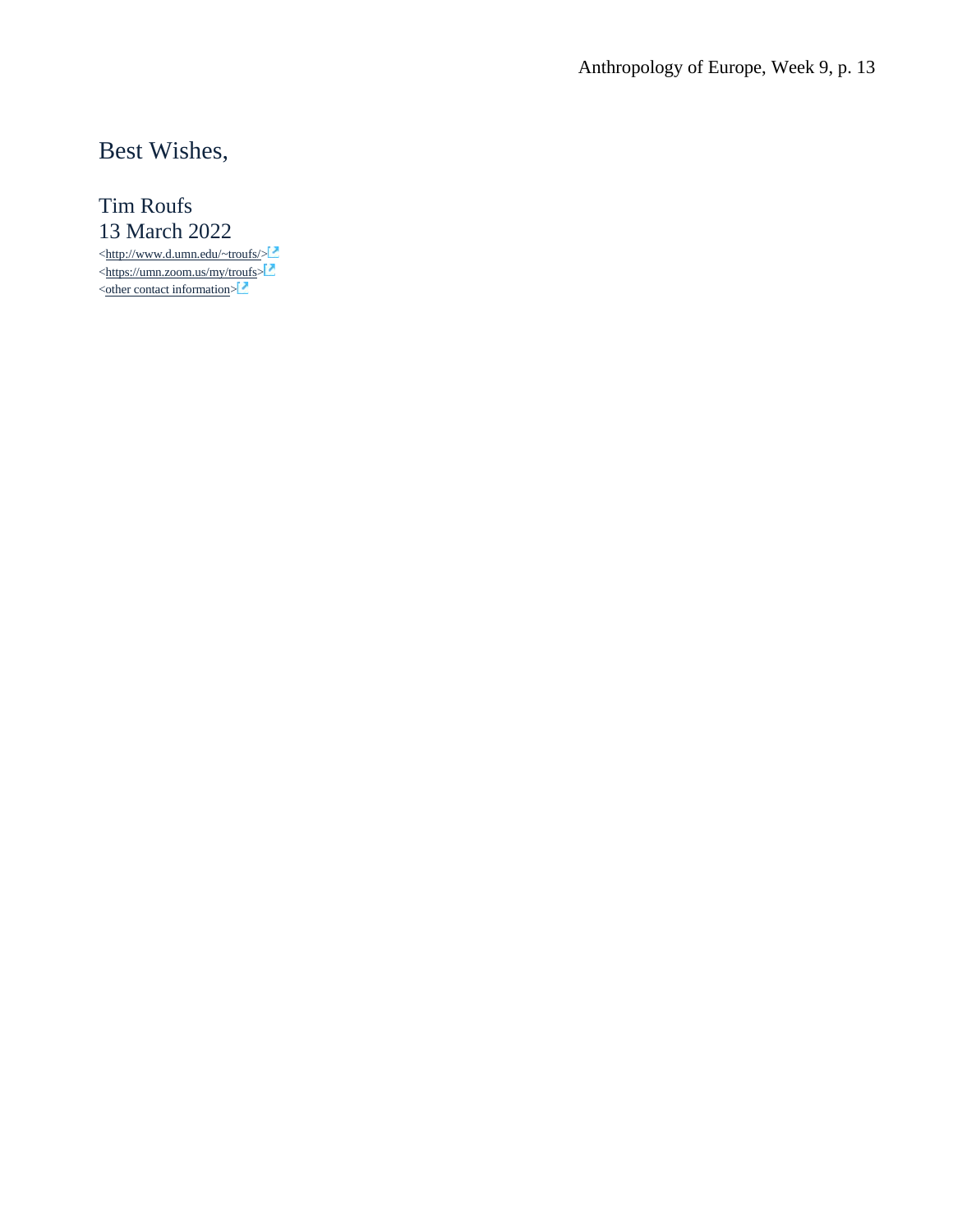Best Wishes,

Tim Roufs
13 March 2022
<http://www.d.umn.edu/~troufs/>
<https://umn.zoom.us/my/troufs>
<other contact information>